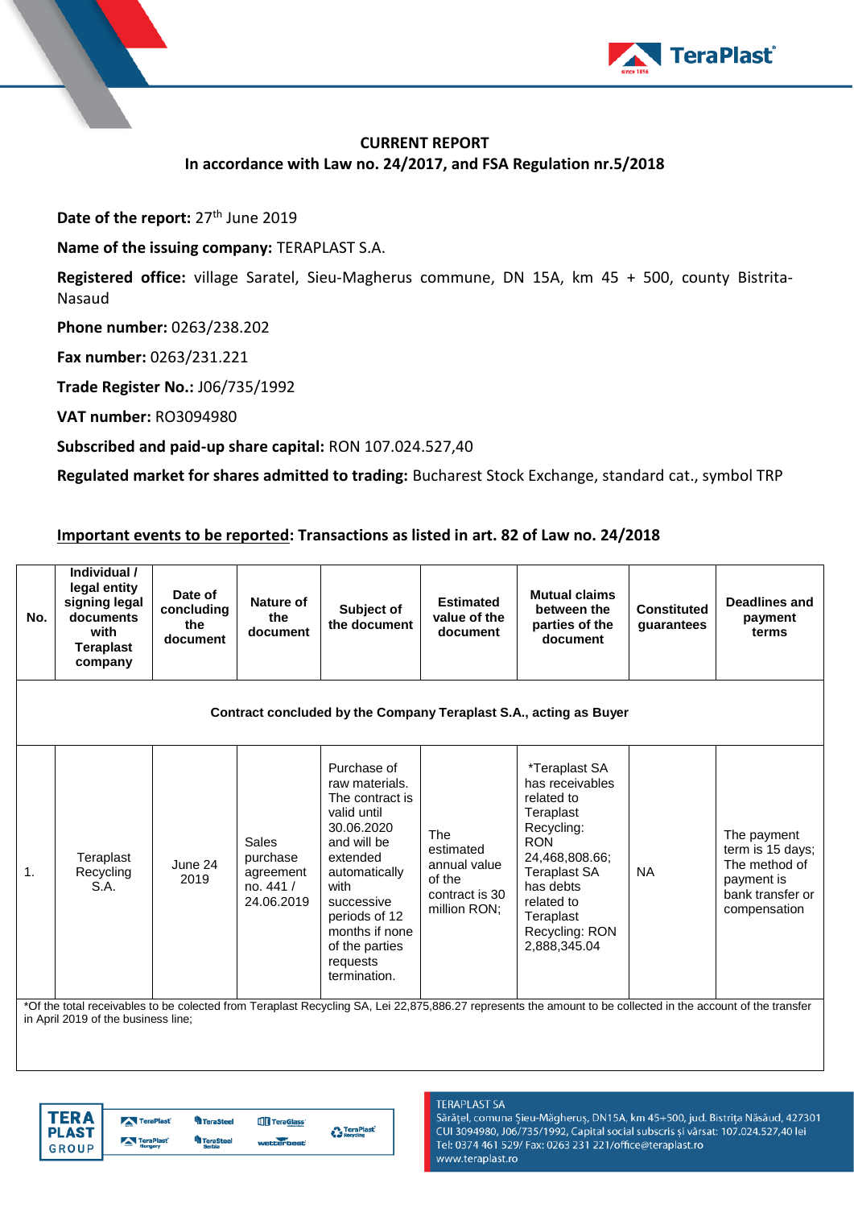# CURRENT REPORT

## In accordance with Law no. 24/2017, and FSA Regulation nr.5/2018

**Date of the report:** 27th June 2019

**Name of the issuing company:** TERAPLAST S.A.

**Registered office:** village Saratel, Sieu-Magherus commune, DN 15A, km 45 + 500, county Bistrita-Nasaud

**Phone number:** 0263/238.202

**Fax number:** 0263/231.221

**Trade Register No.:** J06/735/1992

**VAT number:** RO3094980

**Subscribed and paid-up share capital:** RON 107.024.527,40

**Regulated market for shares admitted to trading:** Bucharest Stock Exchange, standard cat., symbol TRP

**Important events to be reported: Transactions as listed in art. 82 of Law no. 24/2018**

| No. | Individual / legal entity signing legal documents with Teraplast company | Date of concluding the document | Nature of the document | Subject of the document | Estimated value of the document | Mutual claims between the parties of the document | Constituted guarantees | Deadlines and payment terms |
|---|---|---|---|---|---|---|---|---|
| **Contract concluded by the Company Teraplast S.A., acting as Buyer** | | | | | | | | |
| 1. | Teraplast Recycling S.A. | June 24 2019 | Sales purchase agreement no. 441 / 24.06.2019 | Purchase of raw materials. The contract is valid until 30.06.2020 and will be extended automatically with successive periods of 12 months if none of the parties requests termination. | The estimated annual value of the contract is 30 million RON; | *Teraplast SA has receivables related to Teraplast Recycling: RON 24,468,808.66; Teraplast SA has debts related to Teraplast Recycling: RON 2,888,345.04 | NA | The payment term is 15 days; The method of payment is bank transfer or compensation |

*Of the total receivables to be colected from Teraplast Recycling SA, Lei 22,875,886.27 represents the amount to be collected in the account of the transfer in April 2019 of the business line;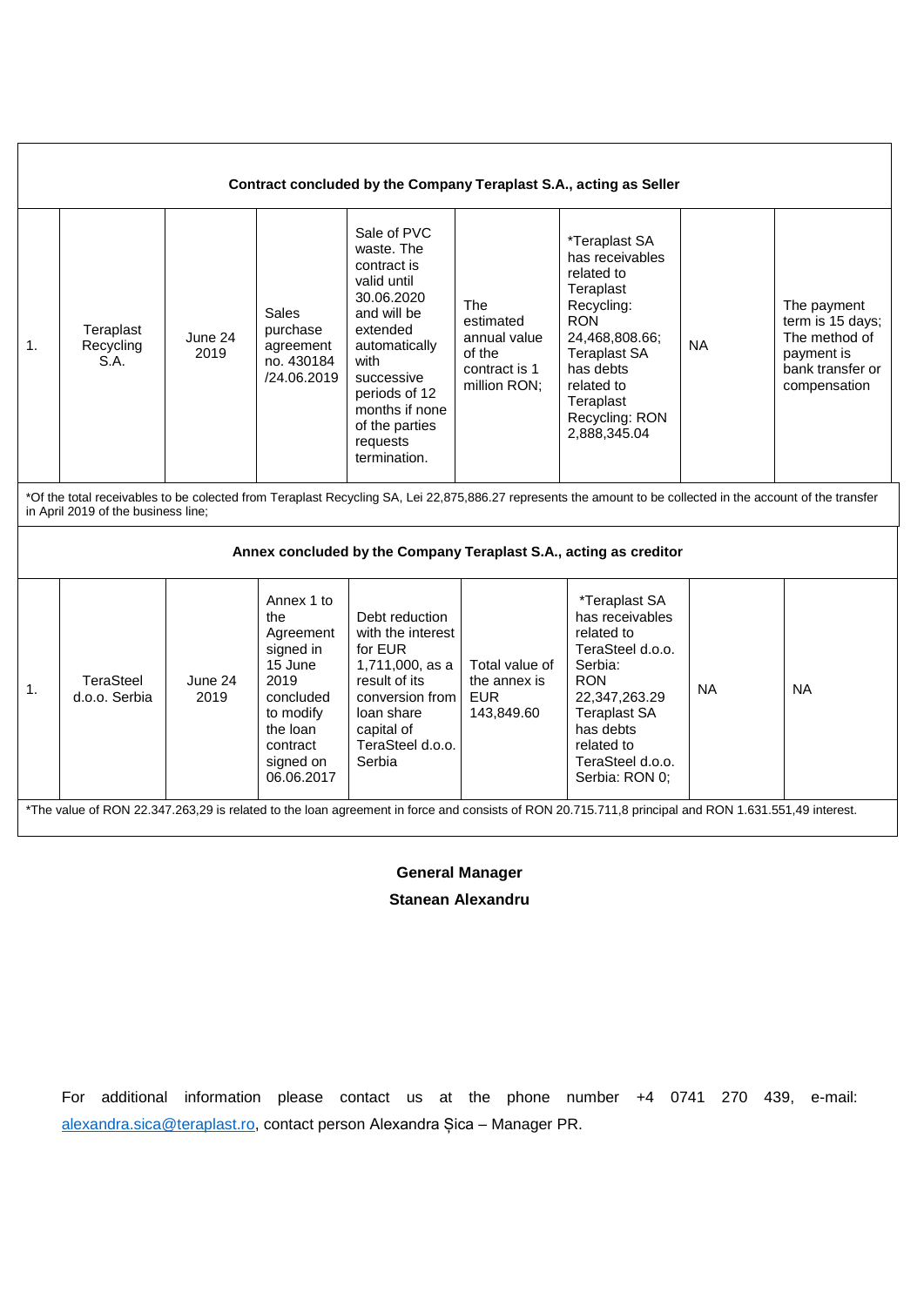**Contract concluded by the Company Teraplast S.A., acting as Seller**

| | | | | | | | | |
|---|---|---|---|---|---|---|---|---|
| 1. | Teraplast Recycling S.A. | June 24 2019 | Sales purchase agreement no. 430184 /24.06.2019 | Sale of PVC waste. The contract is valid until 30.06.2020 and will be extended automatically with successive periods of 12 months if none of the parties requests termination. | The estimated annual value of the contract is 1 million RON; | *Teraplast SA has receivables related to Teraplast Recycling: RON 24,468,808.66; Teraplast SA has debts related to Teraplast Recycling: RON 2,888,345.04 | NA | The payment term is 15 days; The method of payment is bank transfer or compensation |

*Of the total receivables to be colected from Teraplast Recycling SA, Lei 22,875,886.27 represents the amount to be collected in the account of the transfer in April 2019 of the business line;

**Annex concluded by the Company Teraplast S.A., acting as creditor**

| | | | | | | | | |
|---|---|---|---|---|---|---|---|---|
| 1. | TeraSteel d.o.o. Serbia | June 24 2019 | Annex 1 to the Agreement signed in 15 June 2019 concluded to modify the loan contract signed on 06.06.2017 | Debt reduction with the interest for EUR 1,711,000, as a result of its conversion from loan share capital of TeraSteel d.o.o. Serbia | Total value of the annex is EUR 143,849.60 | *Teraplast SA has receivables related to TeraSteel d.o.o. Serbia: RON 22,347,263.29 Teraplast SA has debts related to TeraSteel d.o.o. Serbia: RON 0; | NA | NA |

*The value of RON 22.347.263,29 is related to the loan agreement in force and consists of RON 20.715.711,8 principal and RON 1.631.551,49 interest.

**General Manager**

**Stanean Alexandru**

For additional information please contact us at the phone number +4 0741 270 439, e-mail: alexandra.sica@teraplast.ro, contact person Alexandra Șica – Manager PR.